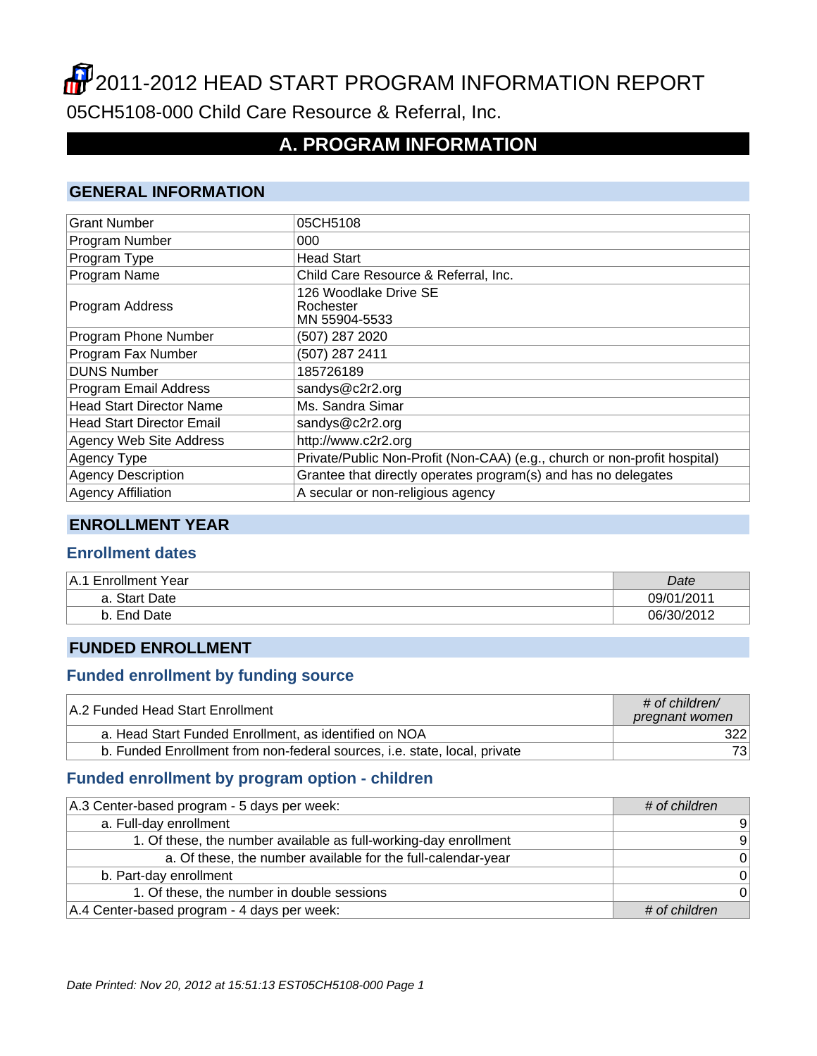# 2011-2012 HEAD START PROGRAM INFORMATION REPORT

05CH5108-000 Child Care Resource & Referral, Inc.

## A. PROGRAM INFORMATION

### GENERAL INFORMATION

| | |
|---|---|
| Grant Number | 05CH5108 |
| Program Number | 000 |
| Program Type | Head Start |
| Program Name | Child Care Resource & Referral, Inc. |
| Program Address | 126 Woodlake Drive SE<br>Rochester<br>MN 55904-5533 |
| Program Phone Number | (507) 287 2020 |
| Program Fax Number | (507) 287 2411 |
| DUNS Number | 185726189 |
| Program Email Address | sandys@c2r2.org |
| Head Start Director Name | Ms. Sandra Simar |
| Head Start Director Email | sandys@c2r2.org |
| Agency Web Site Address | http://www.c2r2.org |
| Agency Type | Private/Public Non-Profit (Non-CAA) (e.g., church or non-profit hospital) |
| Agency Description | Grantee that directly operates program(s) and has no delegates |
| Agency Affiliation | A secular or non-religious agency |

### ENROLLMENT YEAR

#### Enrollment dates

| A.1 Enrollment Year | *Date* |
|---|---|
| a. Start Date | 09/01/2011 |
| b. End Date | 06/30/2012 |

### FUNDED ENROLLMENT

#### Funded enrollment by funding source

| A.2 Funded Head Start Enrollment | *# of children/ pregnant women* |
|---|---|
| a. Head Start Funded Enrollment, as identified on NOA | 322 |
| b. Funded Enrollment from non-federal sources, i.e. state, local, private | 73 |

#### Funded enrollment by program option - children

| A.3 Center-based program - 5 days per week: | *# of children* |
|---|---|
| a. Full-day enrollment | 9 |
| 1. Of these, the number available as full-working-day enrollment | 9 |
| a. Of these, the number available for the full-calendar-year | 0 |
| b. Part-day enrollment | 0 |
| 1. Of these, the number in double sessions | 0 |

| A.4 Center-based program - 4 days per week: | *# of children* |
|---|---|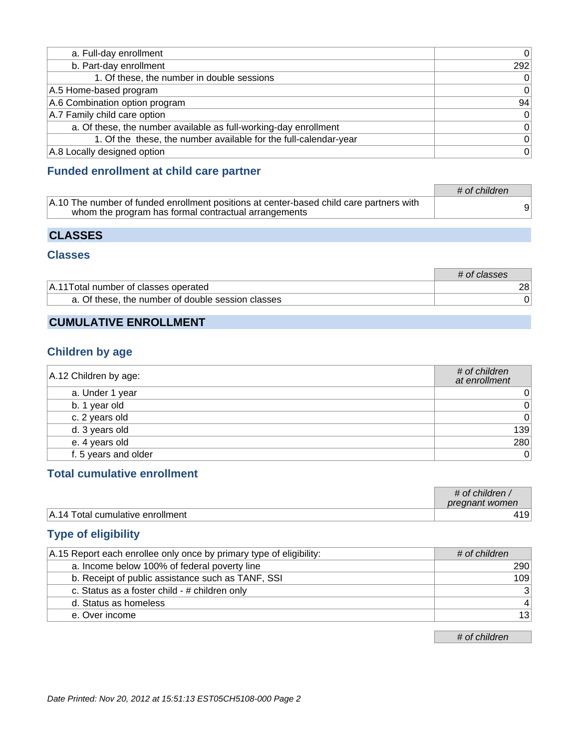| | |
|---|---|
| a. Full-day enrollment | 0 |
| b. Part-day enrollment | 292 |
| 1. Of these, the number in double sessions | 0 |
| A.5 Home-based program | 0 |
| A.6 Combination option program | 94 |
| A.7 Family child care option | 0 |
| a. Of these, the number available as full-working-day enrollment | 0 |
| 1. Of the these, the number available for the full-calendar-year | 0 |
| A.8 Locally designed option | 0 |

### Funded enrollment at child care partner

| | *# of children* |
|---|---|
| A.10 The number of funded enrollment positions at center-based child care partners with whom the program has formal contractual arrangements | 9 |

## CLASSES

### Classes

| | *# of classes* |
|---|---|
| A.11Total number of classes operated | 28 |
| a. Of these, the number of double session classes | 0 |

## CUMULATIVE ENROLLMENT

### Children by age

| A.12 Children by age: | *# of children at enrollment* |
|---|---|
| a. Under 1 year | 0 |
| b. 1 year old | 0 |
| c. 2 years old | 0 |
| d. 3 years old | 139 |
| e. 4 years old | 280 |
| f. 5 years and older | 0 |

### Total cumulative enrollment

| | *# of children / pregnant women* |
|---|---|
| A.14 Total cumulative enrollment | 419 |

### Type of eligibility

| A.15 Report each enrollee only once by primary type of eligibility: | *# of children* |
|---|---|
| a. Income below 100% of federal poverty line | 290 |
| b. Receipt of public assistance such as TANF, SSI | 109 |
| c. Status as a foster child - # children only | 3 |
| d. Status as homeless | 4 |
| e. Over income | 13 |

| | *# of children* |
|---|---|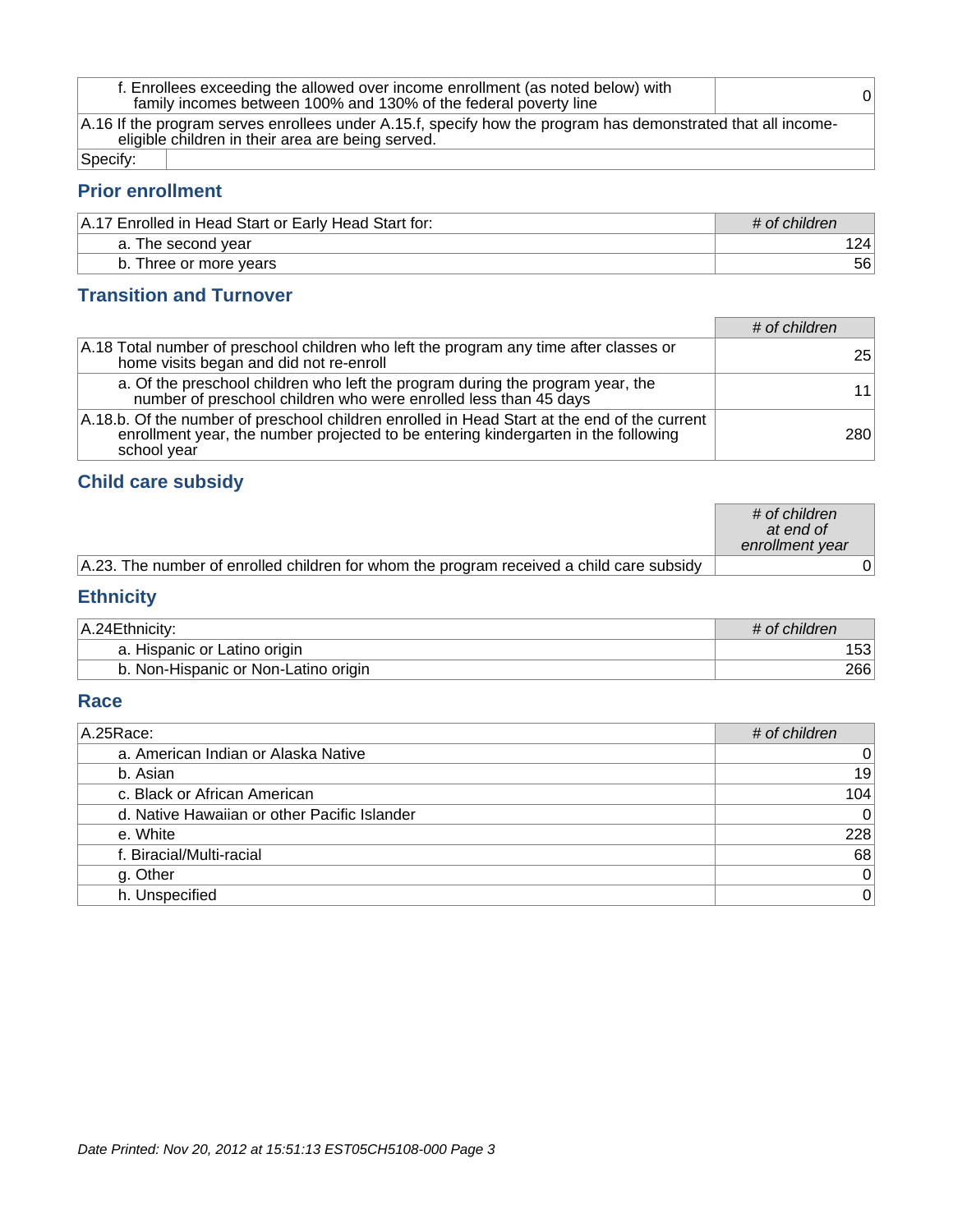| | |
|---|---|
| f. Enrollees exceeding the allowed over income enrollment (as noted below) with family incomes between 100% and 130% of the federal poverty line | 0 |
| A.16 If the program serves enrollees under A.15.f, specify how the program has demonstrated that all income-eligible children in their area are being served. | |
| Specify: | |

## Prior enrollment

| A.17 Enrolled in Head Start or Early Head Start for: | *# of children* |
|---|---|
| a. The second year | 124 |
| b. Three or more years | 56 |

## Transition and Turnover

| | *# of children* |
|---|---|
| A.18 Total number of preschool children who left the program any time after classes or home visits began and did not re-enroll | 25 |
| a. Of the preschool children who left the program during the program year, the number of preschool children who were enrolled less than 45 days | 11 |
| A.18.b. Of the number of preschool children enrolled in Head Start at the end of the current enrollment year, the number projected to be entering kindergarten in the following school year | 280 |

## Child care subsidy

| | *# of children at end of enrollment year* |
|---|---|
| A.23. The number of enrolled children for whom the program received a child care subsidy | 0 |

## Ethnicity

| A.24Ethnicity: | *# of children* |
|---|---|
| a. Hispanic or Latino origin | 153 |
| b. Non-Hispanic or Non-Latino origin | 266 |

## Race

| A.25Race: | *# of children* |
|---|---|
| a. American Indian or Alaska Native | 0 |
| b. Asian | 19 |
| c. Black or African American | 104 |
| d. Native Hawaiian or other Pacific Islander | 0 |
| e. White | 228 |
| f. Biracial/Multi-racial | 68 |
| g. Other | 0 |
| h. Unspecified | 0 |

*Date Printed: Nov 20, 2012 at 15:51:13 EST05CH5108-000 Page 3*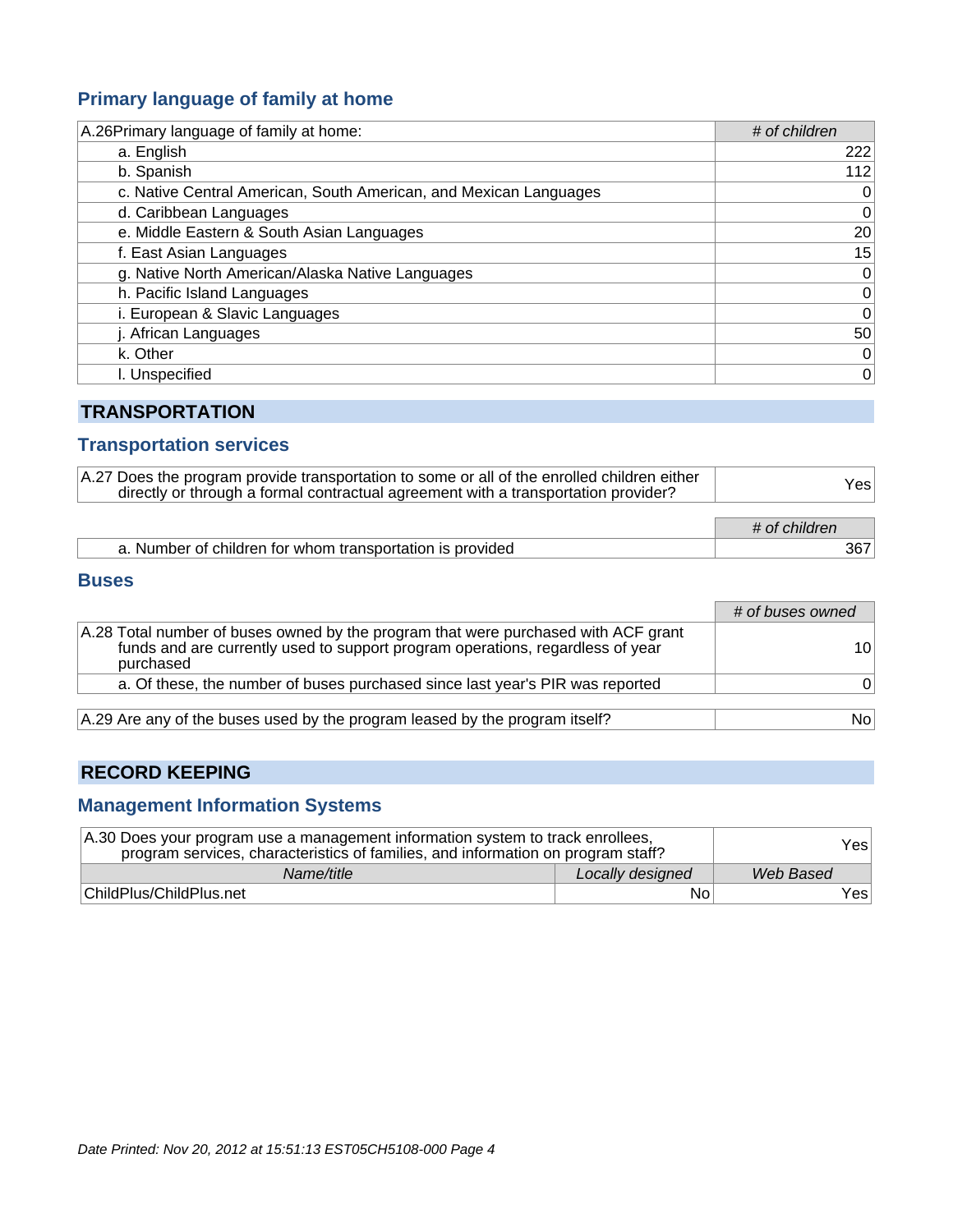### Primary language of family at home

| A.26 Primary language of family at home: | # of children |
| --- | --- |
| a. English | 222 |
| b. Spanish | 112 |
| c. Native Central American, South American, and Mexican Languages | 0 |
| d. Caribbean Languages | 0 |
| e. Middle Eastern & South Asian Languages | 20 |
| f. East Asian Languages | 15 |
| g. Native North American/Alaska Native Languages | 0 |
| h. Pacific Island Languages | 0 |
| i. European & Slavic Languages | 0 |
| j. African Languages | 50 |
| k. Other | 0 |
| l. Unspecified | 0 |

## TRANSPORTATION

### Transportation services

| | |
| --- | --- |
| A.27 Does the program provide transportation to some or all of the enrolled children either directly or through a formal contractual agreement with a transportation provider? | Yes |

| | # of children |
| --- | --- |
| a. Number of children for whom transportation is provided | 367 |

### Buses

| | # of buses owned |
| --- | --- |
| A.28 Total number of buses owned by the program that were purchased with ACF grant funds and are currently used to support program operations, regardless of year purchased | 10 |
| a. Of these, the number of buses purchased since last year's PIR was reported | 0 |

| | |
| --- | --- |
| A.29 Are any of the buses used by the program leased by the program itself? | No |

## RECORD KEEPING

### Management Information Systems

| A.30 Does your program use a management information system to track enrollees, program services, characteristics of families, and information on program staff? | | Yes |
| --- | --- | --- |
| *Name/title* | *Locally designed* | *Web Based* |
| ChildPlus/ChildPlus.net | No | Yes |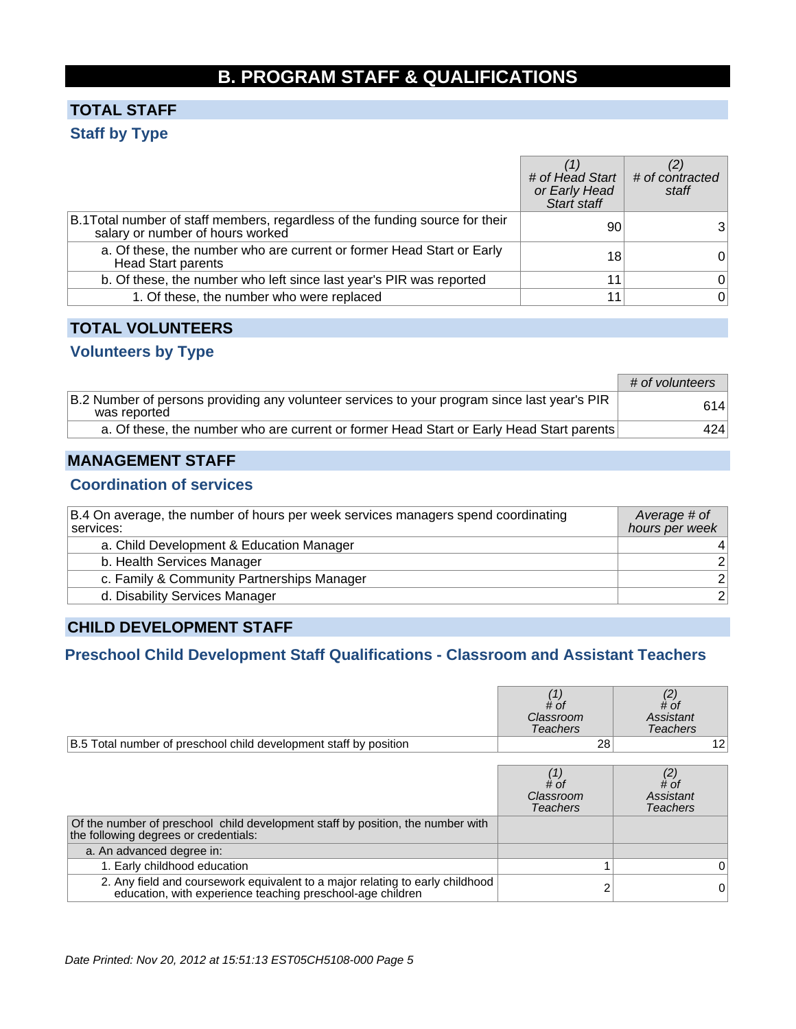# B. PROGRAM STAFF & QUALIFICATIONS

## TOTAL STAFF

### Staff by Type

| | (1) # of Head Start or Early Head Start staff | (2) # of contracted staff |
|---|---|---|
| B.1Total number of staff members, regardless of the funding source for their salary or number of hours worked | 90 | 3 |
| a. Of these, the number who are current or former Head Start or Early Head Start parents | 18 | 0 |
| b. Of these, the number who left since last year's PIR was reported | 11 | 0 |
| 1. Of these, the number who were replaced | 11 | 0 |

## TOTAL VOLUNTEERS

### Volunteers by Type

| | # of volunteers |
|---|---|
| B.2 Number of persons providing any volunteer services to your program since last year's PIR was reported | 614 |
| a. Of these, the number who are current or former Head Start or Early Head Start parents | 424 |

## MANAGEMENT STAFF

### Coordination of services

| B.4 On average, the number of hours per week services managers spend coordinating services: | Average # of hours per week |
|---|---|
| a. Child Development & Education Manager | 4 |
| b. Health Services Manager | 2 |
| c. Family & Community Partnerships Manager | 2 |
| d. Disability Services Manager | 2 |

## CHILD DEVELOPMENT STAFF

### Preschool Child Development Staff Qualifications - Classroom and Assistant Teachers

| | (1) # of Classroom Teachers | (2) # of Assistant Teachers |
|---|---|---|
| B.5 Total number of preschool child development staff by position | 28 | 12 |

| | (1) # of Classroom Teachers | (2) # of Assistant Teachers |
|---|---|---|
| Of the number of preschool child development staff by position, the number with the following degrees or credentials: | | |
| a. An advanced degree in: | | |
| 1. Early childhood education | 1 | 0 |
| 2. Any field and coursework equivalent to a major relating to early childhood education, with experience teaching preschool-age children | 2 | 0 |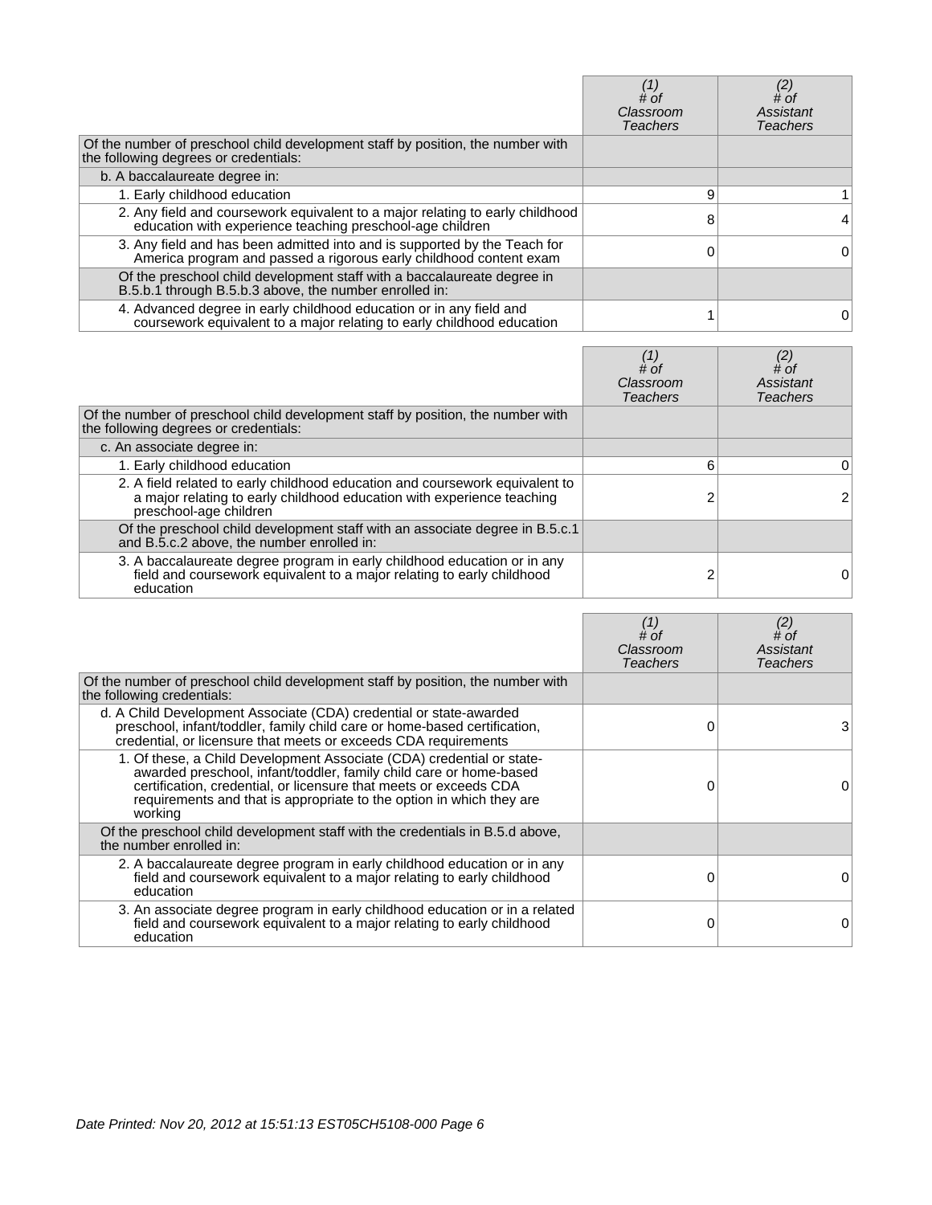| | (1) # of Classroom Teachers | (2) # of Assistant Teachers |
|---|---|---|
| Of the number of preschool child development staff by position, the number with the following degrees or credentials: | | |
| b. A baccalaureate degree in: | | |
| 1. Early childhood education | 9 | 1 |
| 2. Any field and coursework equivalent to a major relating to early childhood education with experience teaching preschool-age children | 8 | 4 |
| 3. Any field and has been admitted into and is supported by the Teach for America program and passed a rigorous early childhood content exam | 0 | 0 |
| Of the preschool child development staff with a baccalaureate degree in B.5.b.1 through B.5.b.3 above, the number enrolled in: | | |
| 4. Advanced degree in early childhood education or in any field and coursework equivalent to a major relating to early childhood education | 1 | 0 |

| | (1) # of Classroom Teachers | (2) # of Assistant Teachers |
|---|---|---|
| Of the number of preschool child development staff by position, the number with the following degrees or credentials: | | |
| c. An associate degree in: | | |
| 1. Early childhood education | 6 | 0 |
| 2. A field related to early childhood education and coursework equivalent to a major relating to early childhood education with experience teaching preschool-age children | 2 | 2 |
| Of the preschool child development staff with an associate degree in B.5.c.1 and B.5.c.2 above, the number enrolled in: | | |
| 3. A baccalaureate degree program in early childhood education or in any field and coursework equivalent to a major relating to early childhood education | 2 | 0 |

| | (1) # of Classroom Teachers | (2) # of Assistant Teachers |
|---|---|---|
| Of the number of preschool child development staff by position, the number with the following credentials: | | |
| d. A Child Development Associate (CDA) credential or state-awarded preschool, infant/toddler, family child care or home-based certification, credential, or licensure that meets or exceeds CDA requirements | 0 | 3 |
| 1. Of these, a Child Development Associate (CDA) credential or state-awarded preschool, infant/toddler, family child care or home-based certification, credential, or licensure that meets or exceeds CDA requirements and that is appropriate to the option in which they are working | 0 | 0 |
| Of the preschool child development staff with the credentials in B.5.d above, the number enrolled in: | | |
| 2. A baccalaureate degree program in early childhood education or in any field and coursework equivalent to a major relating to early childhood education | 0 | 0 |
| 3. An associate degree program in early childhood education or in a related field and coursework equivalent to a major relating to early childhood education | 0 | 0 |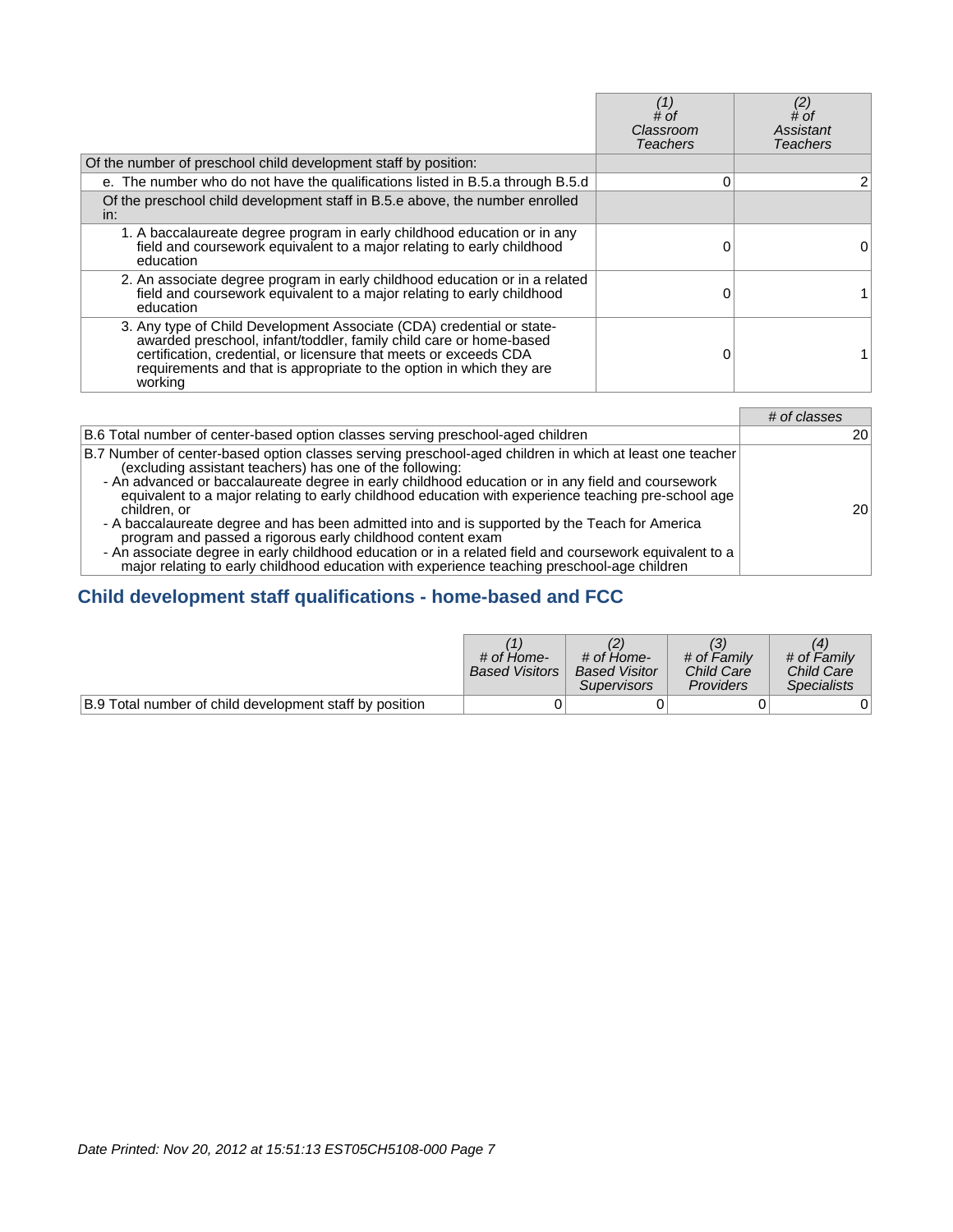| | (1) # of Classroom Teachers | (2) # of Assistant Teachers |
|---|---|---|
| Of the number of preschool child development staff by position: | | |
| e. The number who do not have the qualifications listed in B.5.a through B.5.d | 0 | 2 |
| Of the preschool child development staff in B.5.e above, the number enrolled in: | | |
| 1. A baccalaureate degree program in early childhood education or in any field and coursework equivalent to a major relating to early childhood education | 0 | 0 |
| 2. An associate degree program in early childhood education or in a related field and coursework equivalent to a major relating to early childhood education | 0 | 1 |
| 3. Any type of Child Development Associate (CDA) credential or state-awarded preschool, infant/toddler, family child care or home-based certification, credential, or licensure that meets or exceeds CDA requirements and that is appropriate to the option in which they are working | 0 | 1 |

| | # of classes |
|---|---|
| B.6 Total number of center-based option classes serving preschool-aged children | 20 |
| B.7 Number of center-based option classes serving preschool-aged children in which at least one teacher (excluding assistant teachers) has one of the following:<br>- An advanced or baccalaureate degree in early childhood education or in any field and coursework equivalent to a major relating to early childhood education with experience teaching pre-school age children, or<br>- A baccalaureate degree and has been admitted into and is supported by the Teach for America program and passed a rigorous early childhood content exam<br>- An associate degree in early childhood education or in a related field and coursework equivalent to a major relating to early childhood education with experience teaching preschool-age children | 20 |

## Child development staff qualifications - home-based and FCC

| | (1) # of Home-Based Visitors | (2) # of Home-Based Visitor Supervisors | (3) # of Family Child Care Providers | (4) # of Family Child Care Specialists |
|---|---|---|---|---|
| B.9 Total number of child development staff by position | 0 | 0 | 0 | 0 |

*Date Printed: Nov 20, 2012 at 15:51:13 EST05CH5108-000 Page 7*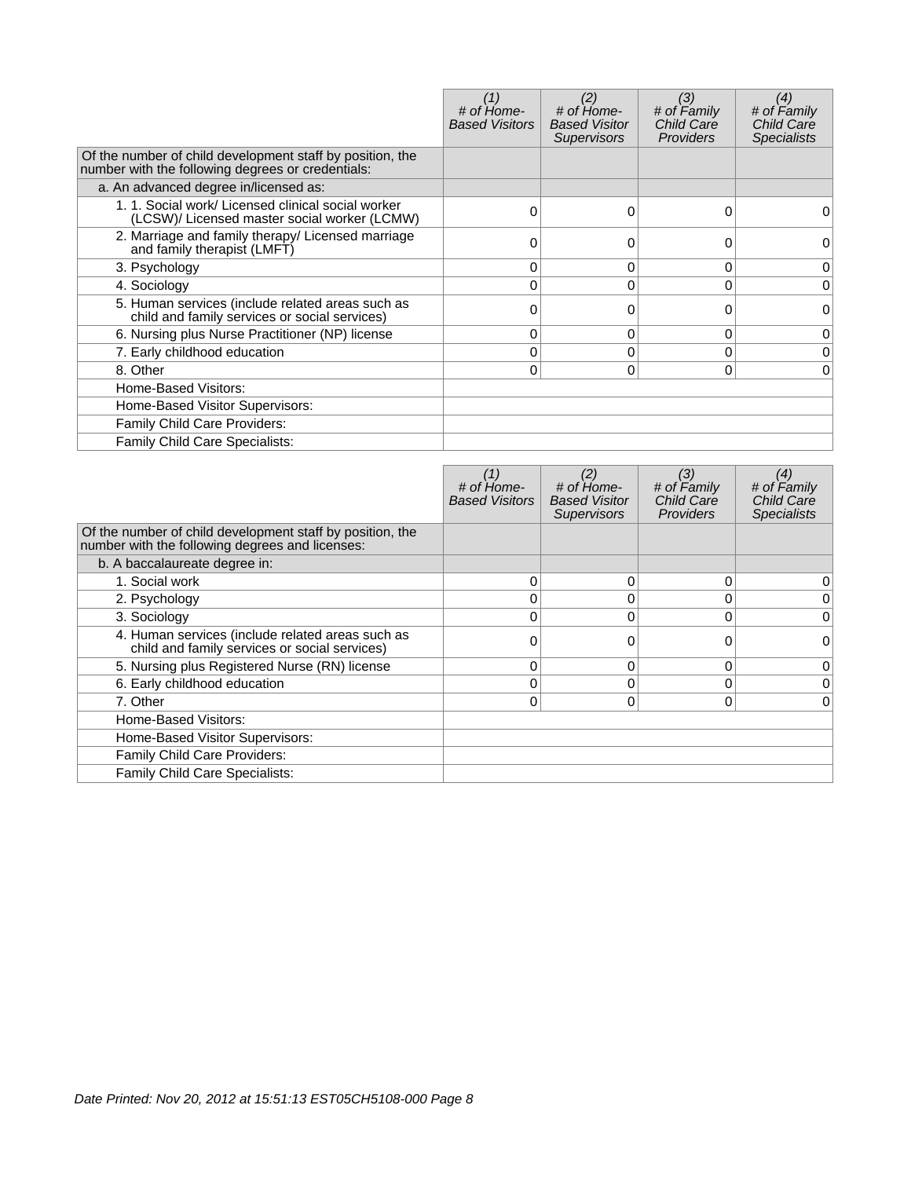| | (1) # of Home-Based Visitors | (2) # of Home-Based Visitor Supervisors | (3) # of Family Child Care Providers | (4) # of Family Child Care Specialists |
|---|---|---|---|---|
| Of the number of child development staff by position, the number with the following degrees or credentials: | | | | |
| a. An advanced degree in/licensed as: | | | | |
| 1. 1. Social work/ Licensed clinical social worker (LCSW)/ Licensed master social worker (LCMW) | 0 | 0 | 0 | 0 |
| 2. Marriage and family therapy/ Licensed marriage and family therapist (LMFT) | 0 | 0 | 0 | 0 |
| 3. Psychology | 0 | 0 | 0 | 0 |
| 4. Sociology | 0 | 0 | 0 | 0 |
| 5. Human services (include related areas such as child and family services or social services) | 0 | 0 | 0 | 0 |
| 6. Nursing plus Nurse Practitioner (NP) license | 0 | 0 | 0 | 0 |
| 7. Early childhood education | 0 | 0 | 0 | 0 |
| 8. Other | 0 | 0 | 0 | 0 |
| Home-Based Visitors: | | | | |
| Home-Based Visitor Supervisors: | | | | |
| Family Child Care Providers: | | | | |
| Family Child Care Specialists: | | | | |

| | (1) # of Home-Based Visitors | (2) # of Home-Based Visitor Supervisors | (3) # of Family Child Care Providers | (4) # of Family Child Care Specialists |
|---|---|---|---|---|
| Of the number of child development staff by position, the number with the following degrees and licenses: | | | | |
| b. A baccalaureate degree in: | | | | |
| 1. Social work | 0 | 0 | 0 | 0 |
| 2. Psychology | 0 | 0 | 0 | 0 |
| 3. Sociology | 0 | 0 | 0 | 0 |
| 4. Human services (include related areas such as child and family services or social services) | 0 | 0 | 0 | 0 |
| 5. Nursing plus Registered Nurse (RN) license | 0 | 0 | 0 | 0 |
| 6. Early childhood education | 0 | 0 | 0 | 0 |
| 7. Other | 0 | 0 | 0 | 0 |
| Home-Based Visitors: | | | | |
| Home-Based Visitor Supervisors: | | | | |
| Family Child Care Providers: | | | | |
| Family Child Care Specialists: | | | | |

*Date Printed: Nov 20, 2012 at 15:51:13 EST05CH5108-000*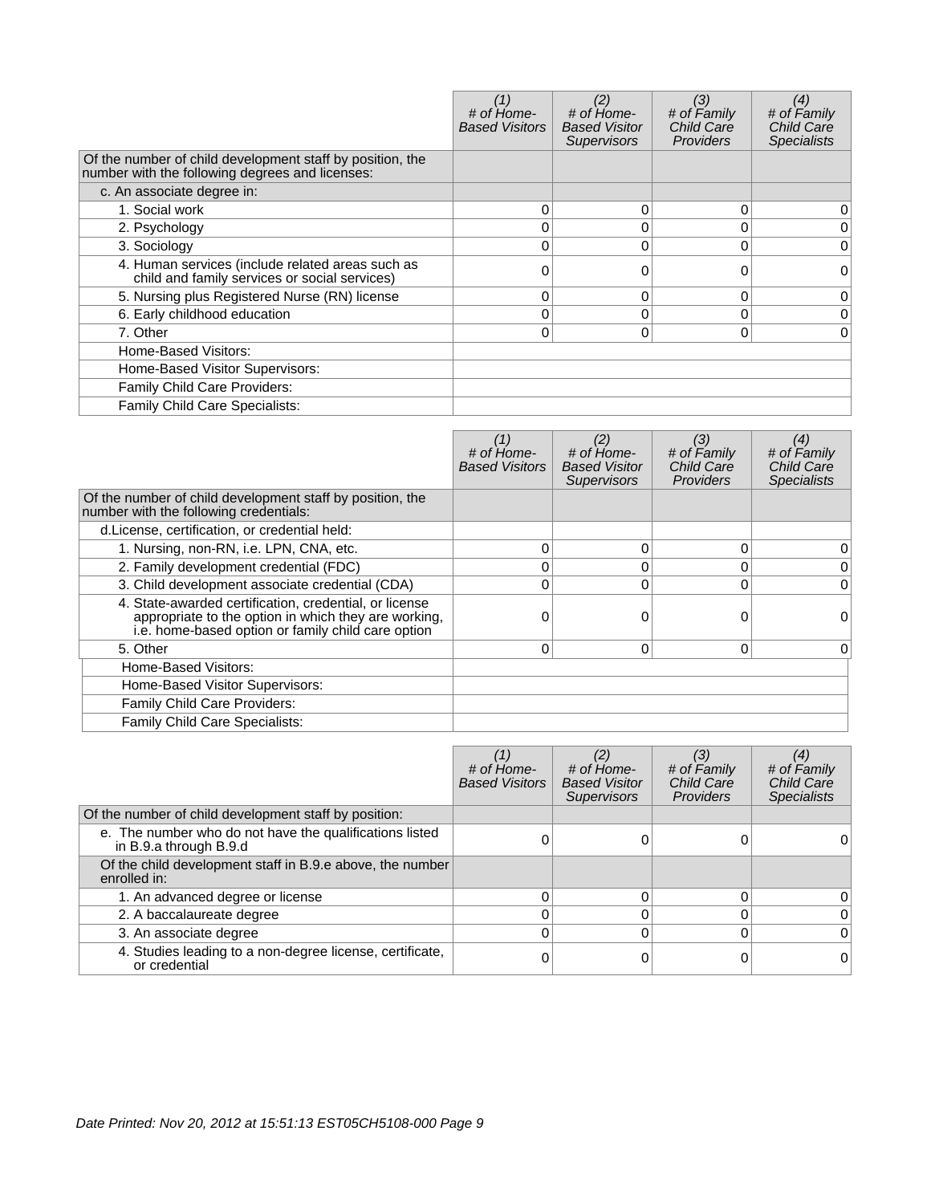| | (1) # of Home-Based Visitors | (2) # of Home-Based Visitor Supervisors | (3) # of Family Child Care Providers | (4) # of Family Child Care Specialists |
|---|---|---|---|---|
| Of the number of child development staff by position, the number with the following degrees and licenses: | | | | |
| c. An associate degree in: | | | | |
| 1. Social work | 0 | 0 | 0 | 0 |
| 2. Psychology | 0 | 0 | 0 | 0 |
| 3. Sociology | 0 | 0 | 0 | 0 |
| 4. Human services (include related areas such as child and family services or social services) | 0 | 0 | 0 | 0 |
| 5. Nursing plus Registered Nurse (RN) license | 0 | 0 | 0 | 0 |
| 6. Early childhood education | 0 | 0 | 0 | 0 |
| 7. Other | 0 | 0 | 0 | 0 |
| Home-Based Visitors: | | | | |
| Home-Based Visitor Supervisors: | | | | |
| Family Child Care Providers: | | | | |
| Family Child Care Specialists: | | | | |

| | (1) # of Home-Based Visitors | (2) # of Home-Based Visitor Supervisors | (3) # of Family Child Care Providers | (4) # of Family Child Care Specialists |
|---|---|---|---|---|
| Of the number of child development staff by position, the number with the following credentials: | | | | |
| d.License, certification, or credential held: | | | | |
| 1. Nursing, non-RN, i.e. LPN, CNA, etc. | 0 | 0 | 0 | 0 |
| 2. Family development credential (FDC) | 0 | 0 | 0 | 0 |
| 3. Child development associate credential (CDA) | 0 | 0 | 0 | 0 |
| 4. State-awarded certification, credential, or license appropriate to the option in which they are working, i.e. home-based option or family child care option | 0 | 0 | 0 | 0 |
| 5. Other | 0 | 0 | 0 | 0 |
| Home-Based Visitors: | | | | |
| Home-Based Visitor Supervisors: | | | | |
| Family Child Care Providers: | | | | |
| Family Child Care Specialists: | | | | |

| | (1) # of Home-Based Visitors | (2) # of Home-Based Visitor Supervisors | (3) # of Family Child Care Providers | (4) # of Family Child Care Specialists |
|---|---|---|---|---|
| Of the number of child development staff by position: | | | | |
| e. The number who do not have the qualifications listed in B.9.a through B.9.d | 0 | 0 | 0 | 0 |
| Of the child development staff in B.9.e above, the number enrolled in: | | | | |
| 1. An advanced degree or license | 0 | 0 | 0 | 0 |
| 2. A baccalaureate degree | 0 | 0 | 0 | 0 |
| 3. An associate degree | 0 | 0 | 0 | 0 |
| 4. Studies leading to a non-degree license, certificate, or credential | 0 | 0 | 0 | 0 |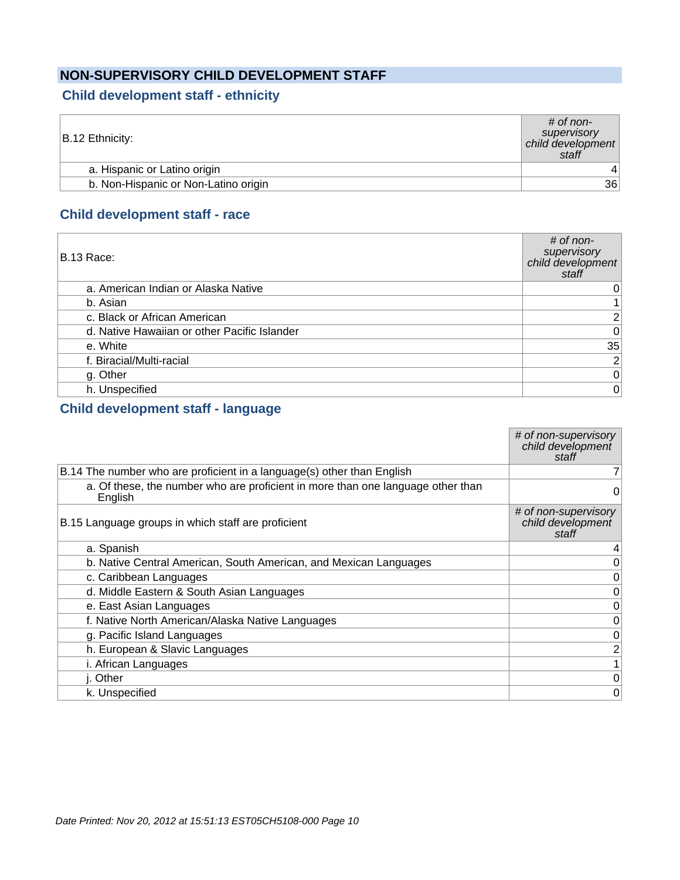## NON-SUPERVISORY CHILD DEVELOPMENT STAFF

### Child development staff - ethnicity

| B.12 Ethnicity: | *# of non-supervisory child development staff* |
|---|---|
| a. Hispanic or Latino origin | 4 |
| b. Non-Hispanic or Non-Latino origin | 36 |

### Child development staff - race

| B.13 Race: | *# of non-supervisory child development staff* |
|---|---|
| a. American Indian or Alaska Native | 0 |
| b. Asian | 1 |
| c. Black or African American | 2 |
| d. Native Hawaiian or other Pacific Islander | 0 |
| e. White | 35 |
| f. Biracial/Multi-racial | 2 |
| g. Other | 0 |
| h. Unspecified | 0 |

### Child development staff - language

| | *# of non-supervisory child development staff* |
|---|---|
| B.14 The number who are proficient in a language(s) other than English | 7 |
| a. Of these, the number who are proficient in more than one language other than English | 0 |
| B.15 Language groups in which staff are proficient | *# of non-supervisory child development staff* |
| a. Spanish | 4 |
| b. Native Central American, South American, and Mexican Languages | 0 |
| c. Caribbean Languages | 0 |
| d. Middle Eastern & South Asian Languages | 0 |
| e. East Asian Languages | 0 |
| f. Native North American/Alaska Native Languages | 0 |
| g. Pacific Island Languages | 0 |
| h. European & Slavic Languages | 2 |
| i. African Languages | 1 |
| j. Other | 0 |
| k. Unspecified | 0 |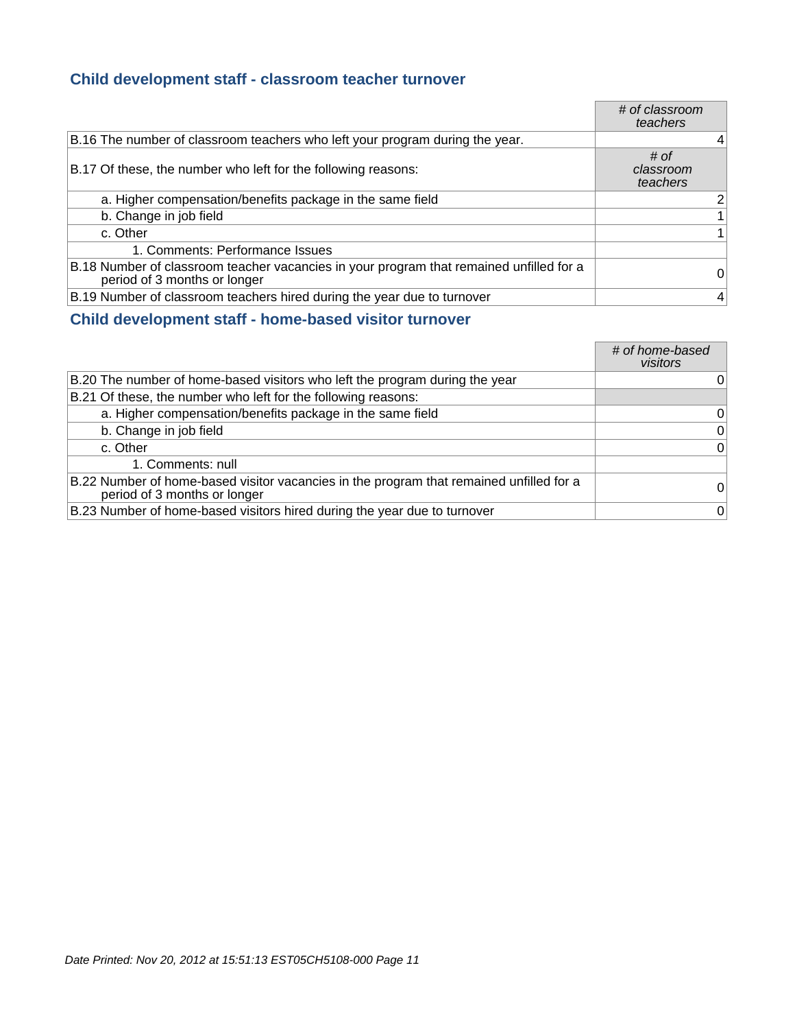## Child development staff - classroom teacher turnover

| | # of classroom teachers |
|---|---|
| B.16 The number of classroom teachers who left your program during the year. | 4 |
| B.17 Of these, the number who left for the following reasons: | # of classroom teachers |
| a. Higher compensation/benefits package in the same field | 2 |
| b. Change in job field | 1 |
| c. Other | 1 |
| 1. Comments: Performance Issues | |
| B.18 Number of classroom teacher vacancies in your program that remained unfilled for a period of 3 months or longer | 0 |
| B.19 Number of classroom teachers hired during the year due to turnover | 4 |

## Child development staff - home-based visitor turnover

| | # of home-based visitors |
|---|---|
| B.20 The number of home-based visitors who left the program during the year | 0 |
| B.21 Of these, the number who left for the following reasons: | |
| a. Higher compensation/benefits package in the same field | 0 |
| b. Change in job field | 0 |
| c. Other | 0 |
| 1. Comments: null | |
| B.22 Number of home-based visitor vacancies in the program that remained unfilled for a period of 3 months or longer | 0 |
| B.23 Number of home-based visitors hired during the year due to turnover | 0 |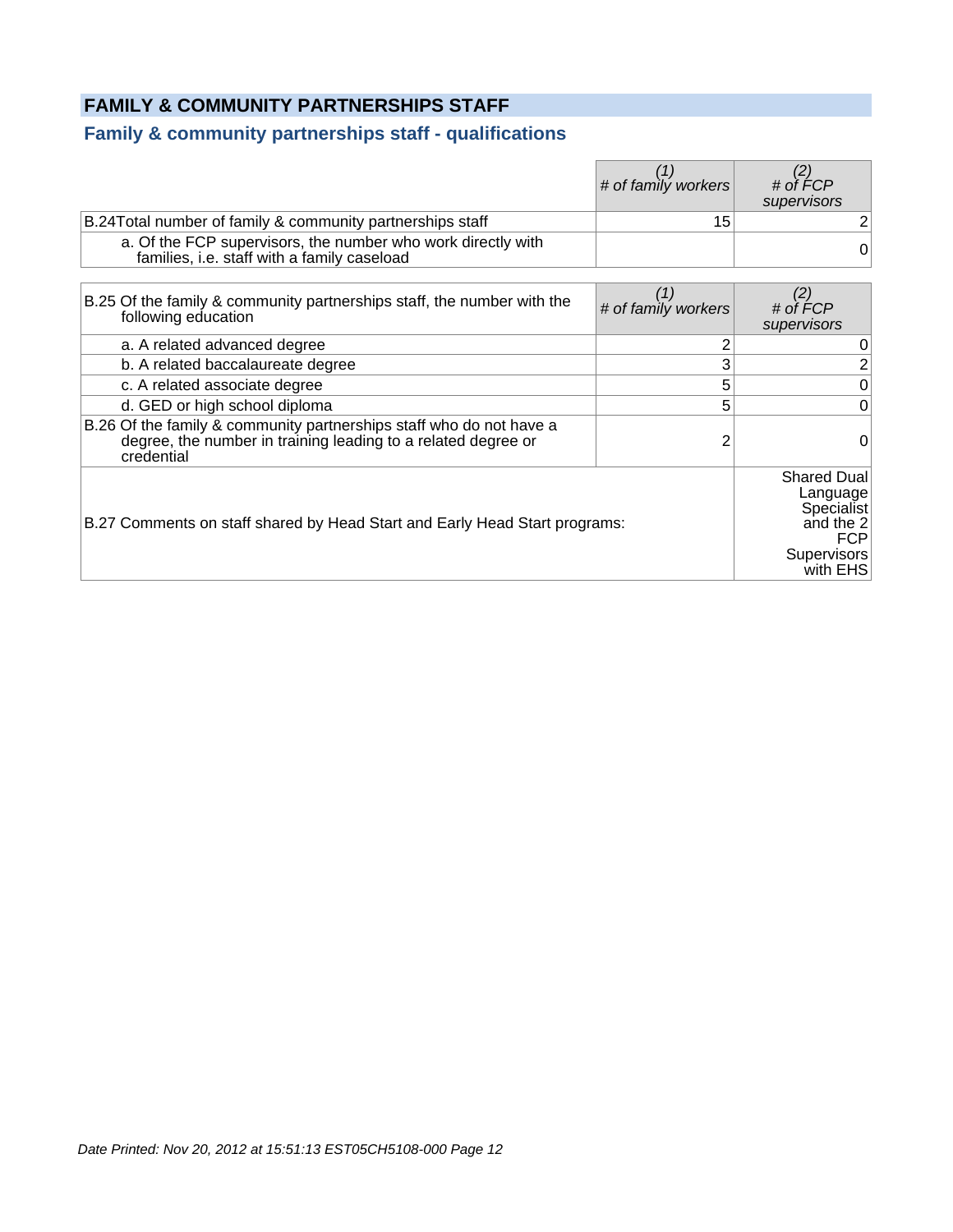## FAMILY & COMMUNITY PARTNERSHIPS STAFF

### Family & community partnerships staff - qualifications

| | *(1) # of family workers* | *(2) # of FCP supervisors* |
|---|---|---|
| B.24 Total number of family & community partnerships staff | 15 | 2 |
| a. Of the FCP supervisors, the number who work directly with families, i.e. staff with a family caseload | | 0 |

| B.25 Of the family & community partnerships staff, the number with the following education | *(1) # of family workers* | *(2) # of FCP supervisors* |
|---|---|---|
| a. A related advanced degree | 2 | 0 |
| b. A related baccalaureate degree | 3 | 2 |
| c. A related associate degree | 5 | 0 |
| d. GED or high school diploma | 5 | 0 |
| B.26 Of the family & community partnerships staff who do not have a degree, the number in training leading to a related degree or credential | 2 | 0 |

| B.27 Comments on staff shared by Head Start and Early Head Start programs: | Shared Dual Language Specialist and the 2 FCP Supervisors with EHS |
|---|---|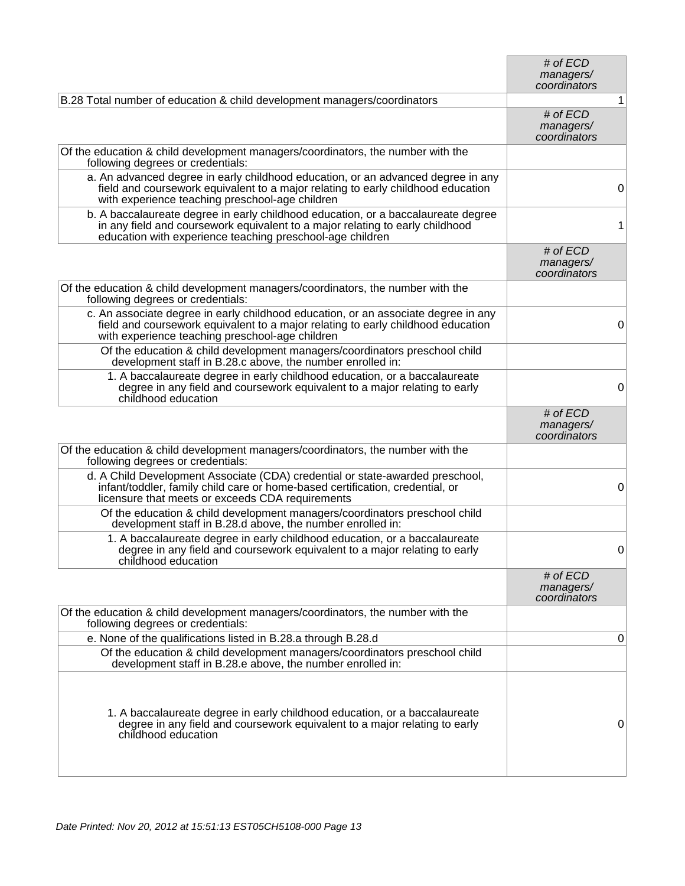| | # of ECD managers/ coordinators |
|---|---|
| B.28 Total number of education & child development managers/coordinators | 1 |

| | # of ECD managers/ coordinators |
|---|---|
| Of the education & child development managers/coordinators, the number with the following degrees or credentials: | |
| a. An advanced degree in early childhood education, or an advanced degree in any field and coursework equivalent to a major relating to early childhood education with experience teaching preschool-age children | 0 |
| b. A baccalaureate degree in early childhood education, or a baccalaureate degree in any field and coursework equivalent to a major relating to early childhood education with experience teaching preschool-age children | 1 |

| | # of ECD managers/ coordinators |
|---|---|
| Of the education & child development managers/coordinators, the number with the following degrees or credentials: | |
| c. An associate degree in early childhood education, or an associate degree in any field and coursework equivalent to a major relating to early childhood education with experience teaching preschool-age children | 0 |
| Of the education & child development managers/coordinators preschool child development staff in B.28.c above, the number enrolled in: | |
| 1. A baccalaureate degree in early childhood education, or a baccalaureate degree in any field and coursework equivalent to a major relating to early childhood education | 0 |

| | # of ECD managers/ coordinators |
|---|---|
| Of the education & child development managers/coordinators, the number with the following degrees or credentials: | |
| d. A Child Development Associate (CDA) credential or state-awarded preschool, infant/toddler, family child care or home-based certification, credential, or licensure that meets or exceeds CDA requirements | 0 |
| Of the education & child development managers/coordinators preschool child development staff in B.28.d above, the number enrolled in: | |
| 1. A baccalaureate degree in early childhood education, or a baccalaureate degree in any field and coursework equivalent to a major relating to early childhood education | 0 |

| | # of ECD managers/ coordinators |
|---|---|
| Of the education & child development managers/coordinators, the number with the following degrees or credentials: | |
| e. None of the qualifications listed in B.28.a through B.28.d | 0 |
| Of the education & child development managers/coordinators preschool child development staff in B.28.e above, the number enrolled in: | |
| 1. A baccalaureate degree in early childhood education, or a baccalaureate degree in any field and coursework equivalent to a major relating to early childhood education | 0 |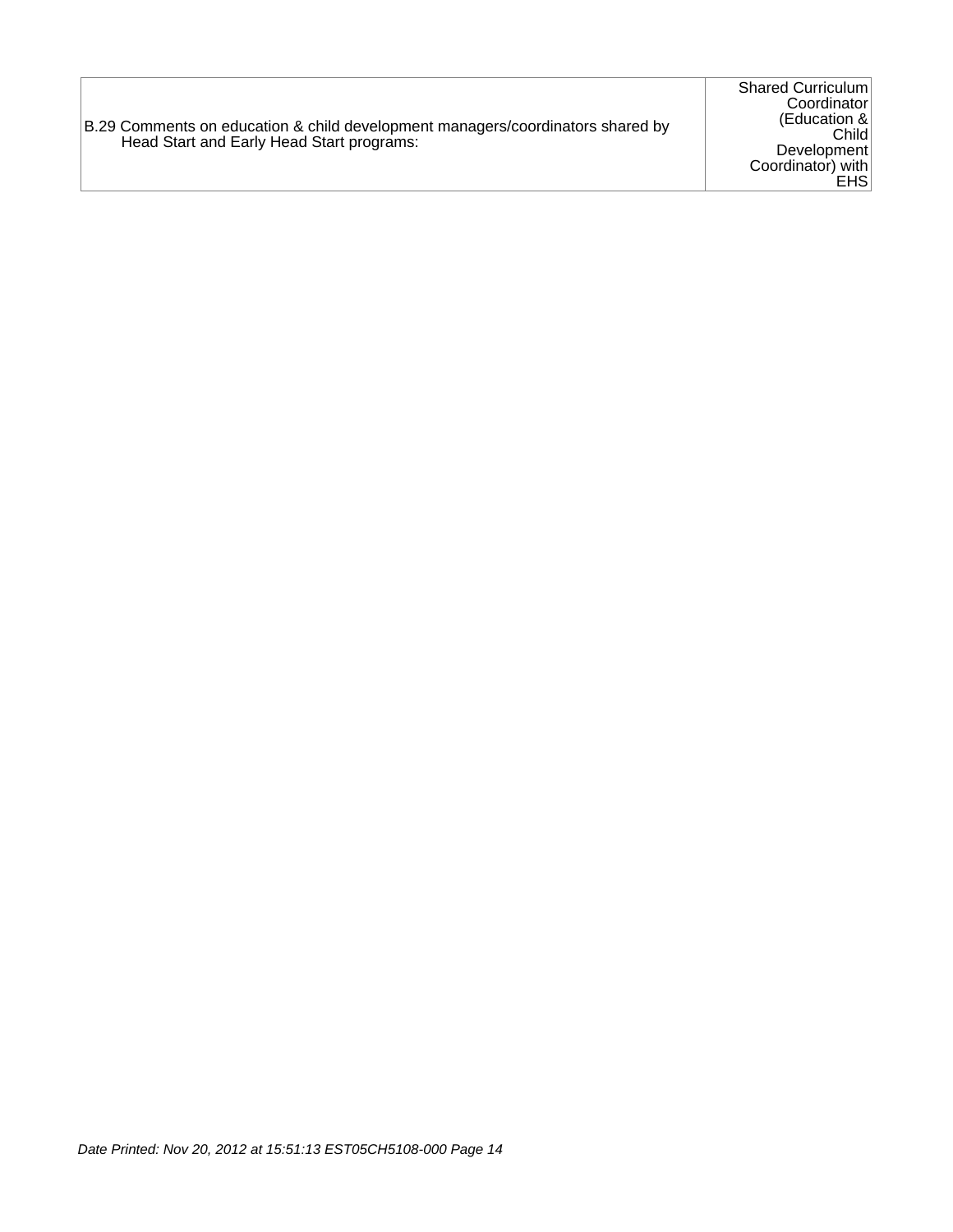| | |
|---|---|
| B.29 Comments on education & child development managers/coordinators shared by Head Start and Early Head Start programs: | Shared Curriculum Coordinator (Education & Child Development Coordinator) with EHS |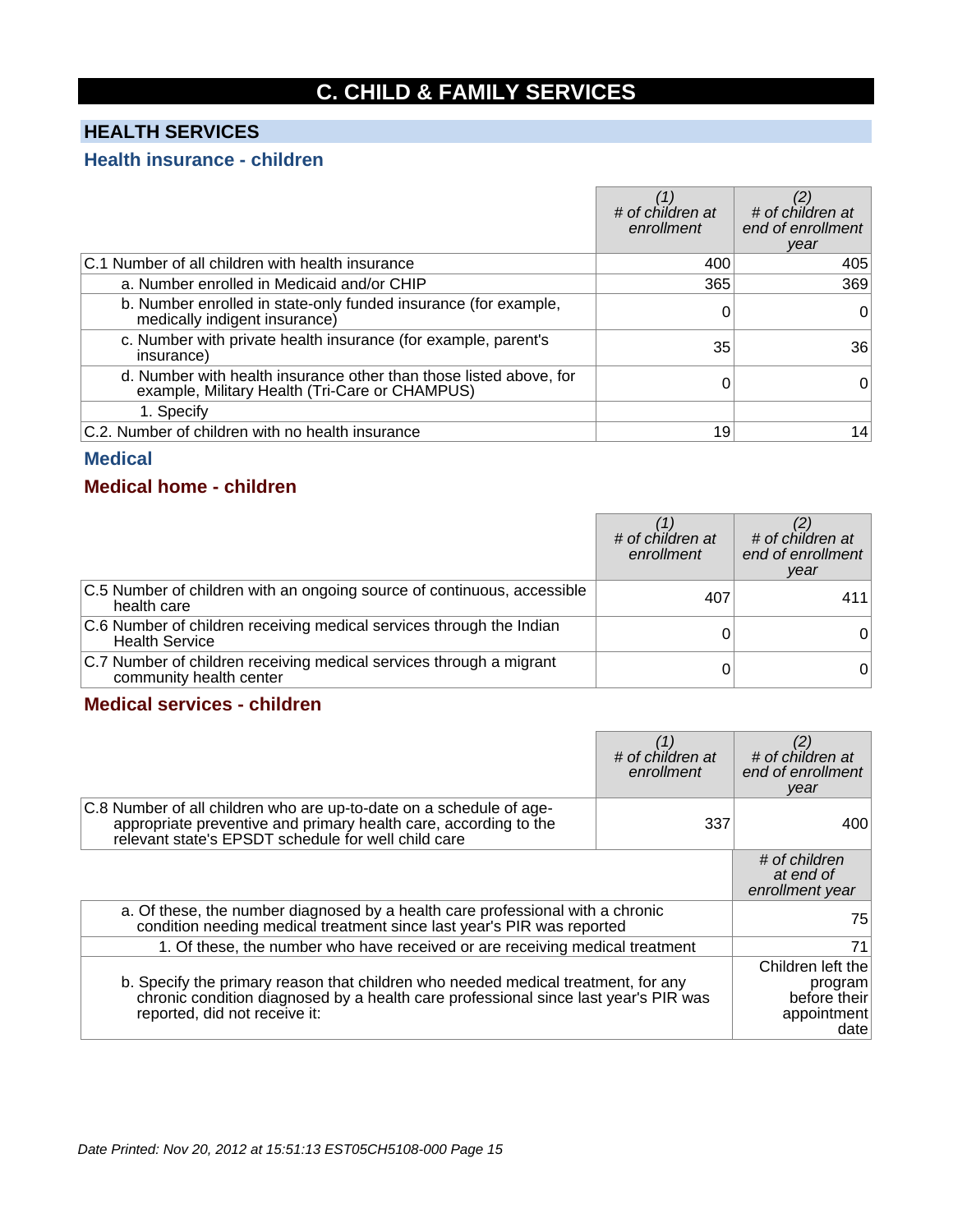# C. CHILD & FAMILY SERVICES

## HEALTH SERVICES

### Health insurance - children

| | (1) # of children at enrollment | (2) # of children at end of enrollment year |
|---|---|---|
| C.1 Number of all children with health insurance | 400 | 405 |
| a. Number enrolled in Medicaid and/or CHIP | 365 | 369 |
| b. Number enrolled in state-only funded insurance (for example, medically indigent insurance) | 0 | 0 |
| c. Number with private health insurance (for example, parent's insurance) | 35 | 36 |
| d. Number with health insurance other than those listed above, for example, Military Health (Tri-Care or CHAMPUS) | 0 | 0 |
| 1. Specify | | |
| C.2. Number of children with no health insurance | 19 | 14 |

### Medical

#### Medical home - children

| | (1) # of children at enrollment | (2) # of children at end of enrollment year |
|---|---|---|
| C.5 Number of children with an ongoing source of continuous, accessible health care | 407 | 411 |
| C.6 Number of children receiving medical services through the Indian Health Service | 0 | 0 |
| C.7 Number of children receiving medical services through a migrant community health center | 0 | 0 |

#### Medical services - children

| | (1) # of children at enrollment | (2) # of children at end of enrollment year |
|---|---|---|
| C.8 Number of all children who are up-to-date on a schedule of age-appropriate preventive and primary health care, according to the relevant state's EPSDT schedule for well child care | 337 | 400 |

| | # of children at end of enrollment year |
|---|---|
| a. Of these, the number diagnosed by a health care professional with a chronic condition needing medical treatment since last year's PIR was reported | 75 |
| 1. Of these, the number who have received or are receiving medical treatment | 71 |
| b. Specify the primary reason that children who needed medical treatment, for any chronic condition diagnosed by a health care professional since last year's PIR was reported, did not receive it: | Children left the program before their appointment date |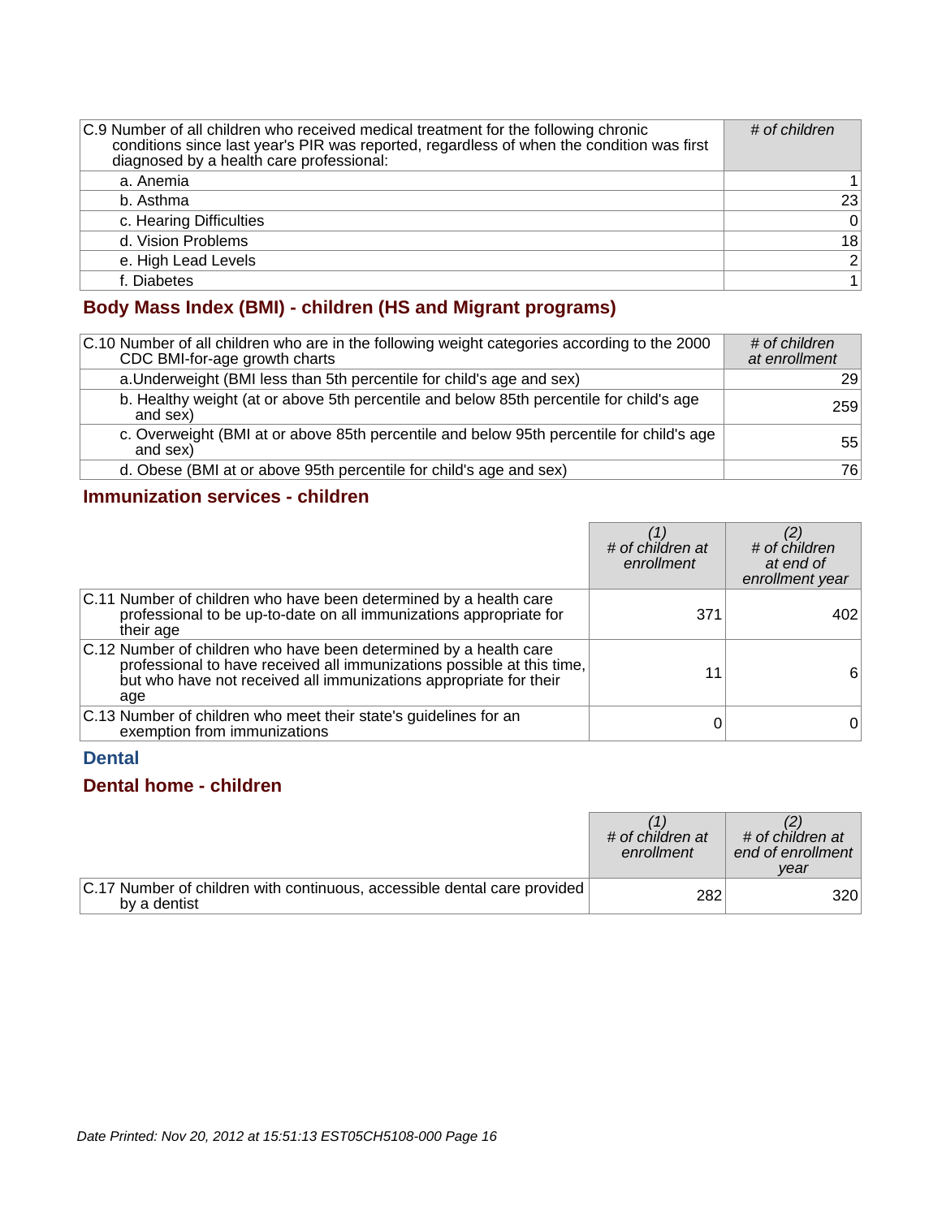| C.9 Number of all children who received medical treatment for the following chronic conditions since last year's PIR was reported, regardless of when the condition was first diagnosed by a health care professional: | *# of children* |
|---|---|
| a. Anemia | 1 |
| b. Asthma | 23 |
| c. Hearing Difficulties | 0 |
| d. Vision Problems | 18 |
| e. High Lead Levels | 2 |
| f. Diabetes | 1 |

## Body Mass Index (BMI) - children (HS and Migrant programs)

| C.10 Number of all children who are in the following weight categories according to the 2000 CDC BMI-for-age growth charts | *# of children at enrollment* |
|---|---|
| a.Underweight (BMI less than 5th percentile for child's age and sex) | 29 |
| b. Healthy weight (at or above 5th percentile and below 85th percentile for child's age and sex) | 259 |
| c. Overweight (BMI at or above 85th percentile and below 95th percentile for child's age and sex) | 55 |
| d. Obese (BMI at or above 95th percentile for child's age and sex) | 76 |

## Immunization services - children

| | *(1) # of children at enrollment* | *(2) # of children at end of enrollment year* |
|---|---|---|
| C.11 Number of children who have been determined by a health care professional to be up-to-date on all immunizations appropriate for their age | 371 | 402 |
| C.12 Number of children who have been determined by a health care professional to have received all immunizations possible at this time, but who have not received all immunizations appropriate for their age | 11 | 6 |
| C.13 Number of children who meet their state's guidelines for an exemption from immunizations | 0 | 0 |

# Dental

## Dental home - children

| | *(1) # of children at enrollment* | *(2) # of children at end of enrollment year* |
|---|---|---|
| C.17 Number of children with continuous, accessible dental care provided by a dentist | 282 | 320 |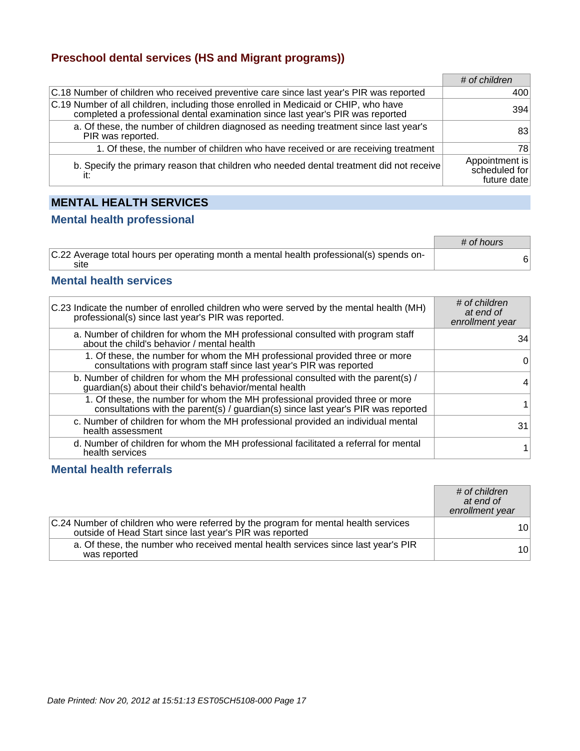### Preschool dental services (HS and Migrant programs))

| | *# of children* |
|---|---|
| C.18 Number of children who received preventive care since last year's PIR was reported | 400 |
| C.19 Number of all children, including those enrolled in Medicaid or CHIP, who have completed a professional dental examination since last year's PIR was reported | 394 |
| a. Of these, the number of children diagnosed as needing treatment since last year's PIR was reported. | 83 |
| 1. Of these, the number of children who have received or are receiving treatment | 78 |
| b. Specify the primary reason that children who needed dental treatment did not receive it: | Appointment is scheduled for future date |

## MENTAL HEALTH SERVICES

### Mental health professional

| | *# of hours* |
|---|---|
| C.22 Average total hours per operating month a mental health professional(s) spends on-site | 6 |

### Mental health services

| C.23 Indicate the number of enrolled children who were served by the mental health (MH) professional(s) since last year's PIR was reported. | *# of children at end of enrollment year* |
|---|---|
| a. Number of children for whom the MH professional consulted with program staff about the child's behavior / mental health | 34 |
| 1. Of these, the number for whom the MH professional provided three or more consultations with program staff since last year's PIR was reported | 0 |
| b. Number of children for whom the MH professional consulted with the parent(s) / guardian(s) about their child's behavior/mental health | 4 |
| 1. Of these, the number for whom the MH professional provided three or more consultations with the parent(s) / guardian(s) since last year's PIR was reported | 1 |
| c. Number of children for whom the MH professional provided an individual mental health assessment | 31 |
| d. Number of children for whom the MH professional facilitated a referral for mental health services | 1 |

### Mental health referrals

| | *# of children at end of enrollment year* |
|---|---|
| C.24 Number of children who were referred by the program for mental health services outside of Head Start since last year's PIR was reported | 10 |
| a. Of these, the number who received mental health services since last year's PIR was reported | 10 |

*Date Printed: Nov 20, 2012 at 15:51:13 EST05CH5108-000 Page 17*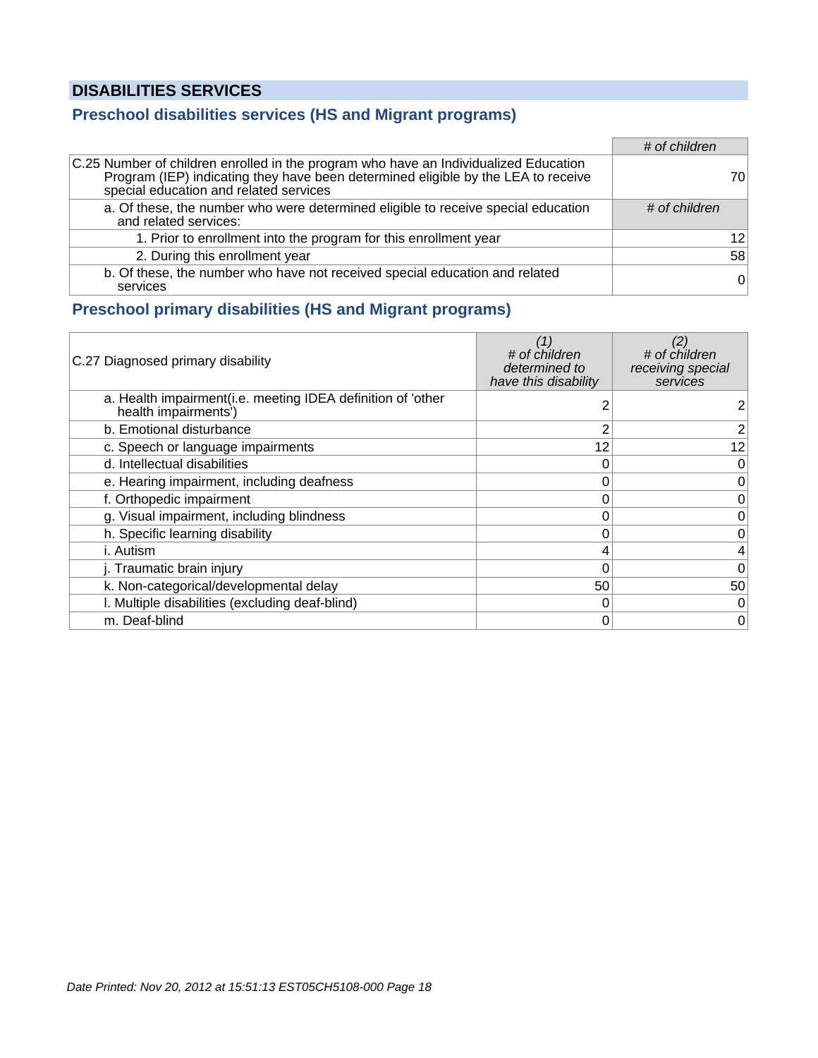## DISABILITIES SERVICES

### Preschool disabilities services (HS and Migrant programs)

| | # of children |
|---|---|
| C.25 Number of children enrolled in the program who have an Individualized Education Program (IEP) indicating they have been determined eligible by the LEA to receive special education and related services | 70 |
| a. Of these, the number who were determined eligible to receive special education and related services: | # of children |
| 1. Prior to enrollment into the program for this enrollment year | 12 |
| 2. During this enrollment year | 58 |
| b. Of these, the number who have not received special education and related services | 0 |

### Preschool primary disabilities (HS and Migrant programs)

| C.27 Diagnosed primary disability | (1) # of children determined to have this disability | (2) # of children receiving special services |
|---|---|---|
| a. Health impairment(i.e. meeting IDEA definition of 'other health impairments') | 2 | 2 |
| b. Emotional disturbance | 2 | 2 |
| c. Speech or language impairments | 12 | 12 |
| d. Intellectual disabilities | 0 | 0 |
| e. Hearing impairment, including deafness | 0 | 0 |
| f. Orthopedic impairment | 0 | 0 |
| g. Visual impairment, including blindness | 0 | 0 |
| h. Specific learning disability | 0 | 0 |
| i. Autism | 4 | 4 |
| j. Traumatic brain injury | 0 | 0 |
| k. Non-categorical/developmental delay | 50 | 50 |
| l. Multiple disabilities (excluding deaf-blind) | 0 | 0 |
| m. Deaf-blind | 0 | 0 |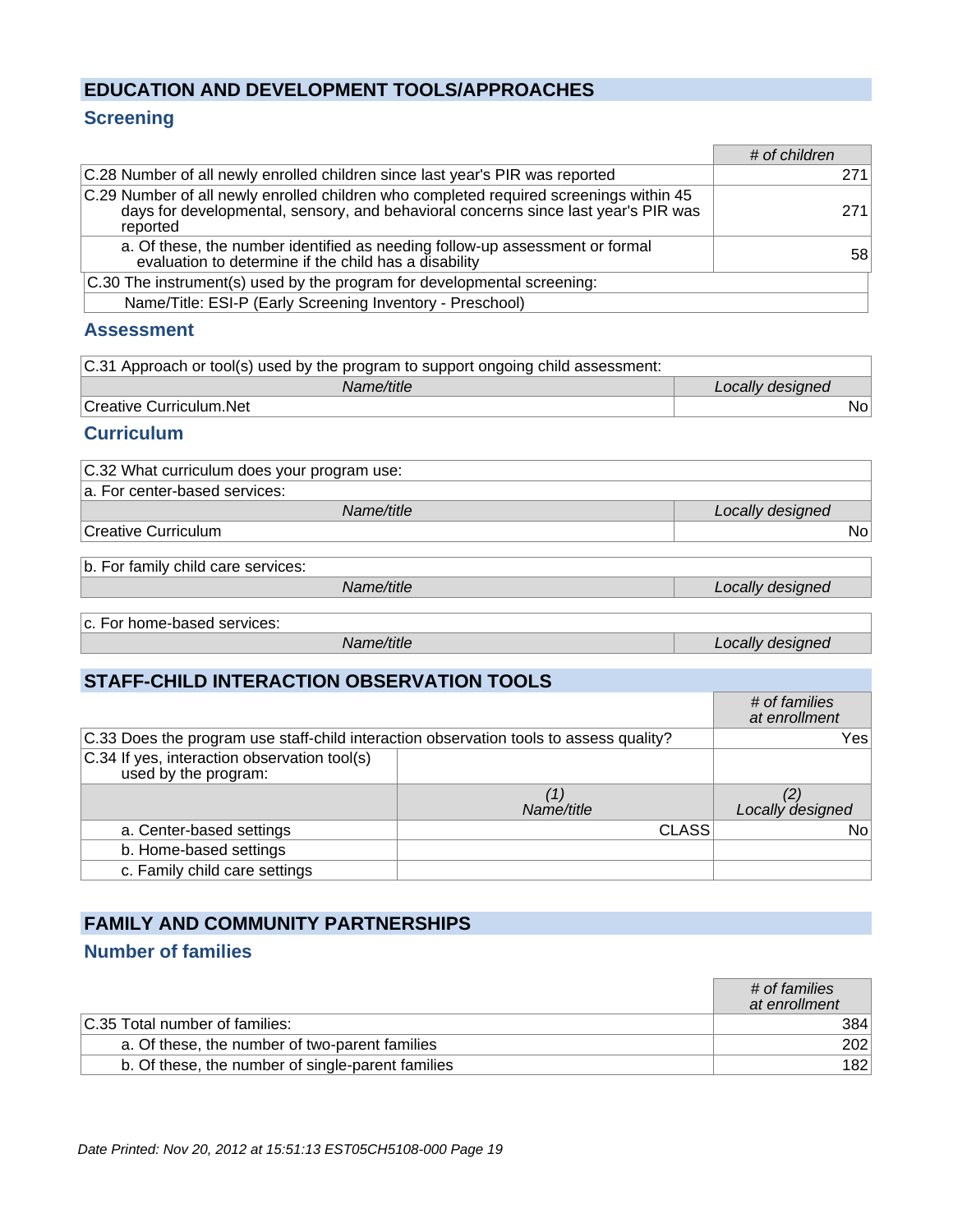## EDUCATION AND DEVELOPMENT TOOLS/APPROACHES

### Screening

| | # of children |
|---|---|
| C.28 Number of all newly enrolled children since last year's PIR was reported | 271 |
| C.29 Number of all newly enrolled children who completed required screenings within 45 days for developmental, sensory, and behavioral concerns since last year's PIR was reported | 271 |
| a. Of these, the number identified as needing follow-up assessment or formal evaluation to determine if the child has a disability | 58 |

| |
|---|
| C.30 The instrument(s) used by the program for developmental screening: |
| Name/Title: ESI-P (Early Screening Inventory - Preschool) |

### Assessment

| C.31 Approach or tool(s) used by the program to support ongoing child assessment: | |
|---|---|
| *Name/title* | *Locally designed* |
| Creative Curriculum.Net | No |

### Curriculum

C.32 What curriculum does your program use:

a. For center-based services:

| *Name/title* | *Locally designed* |
|---|---|
| Creative Curriculum | No |

b. For family child care services:

| *Name/title* | *Locally designed* |
|---|---|

c. For home-based services:

| *Name/title* | *Locally designed* |
|---|---|

## STAFF-CHILD INTERACTION OBSERVATION TOOLS

| | | # of families at enrollment |
|---|---|---|
| C.33 Does the program use staff-child interaction observation tools to assess quality? | | Yes |
| C.34 If yes, interaction observation tool(s) used by the program: | | |
| | *(1) Name/title* | *(2) Locally designed* |
| a. Center-based settings | CLASS | No |
| b. Home-based settings | | |
| c. Family child care settings | | |

## FAMILY AND COMMUNITY PARTNERSHIPS

### Number of families

| | # of families at enrollment |
|---|---|
| C.35 Total number of families: | 384 |
| a. Of these, the number of two-parent families | 202 |
| b. Of these, the number of single-parent families | 182 |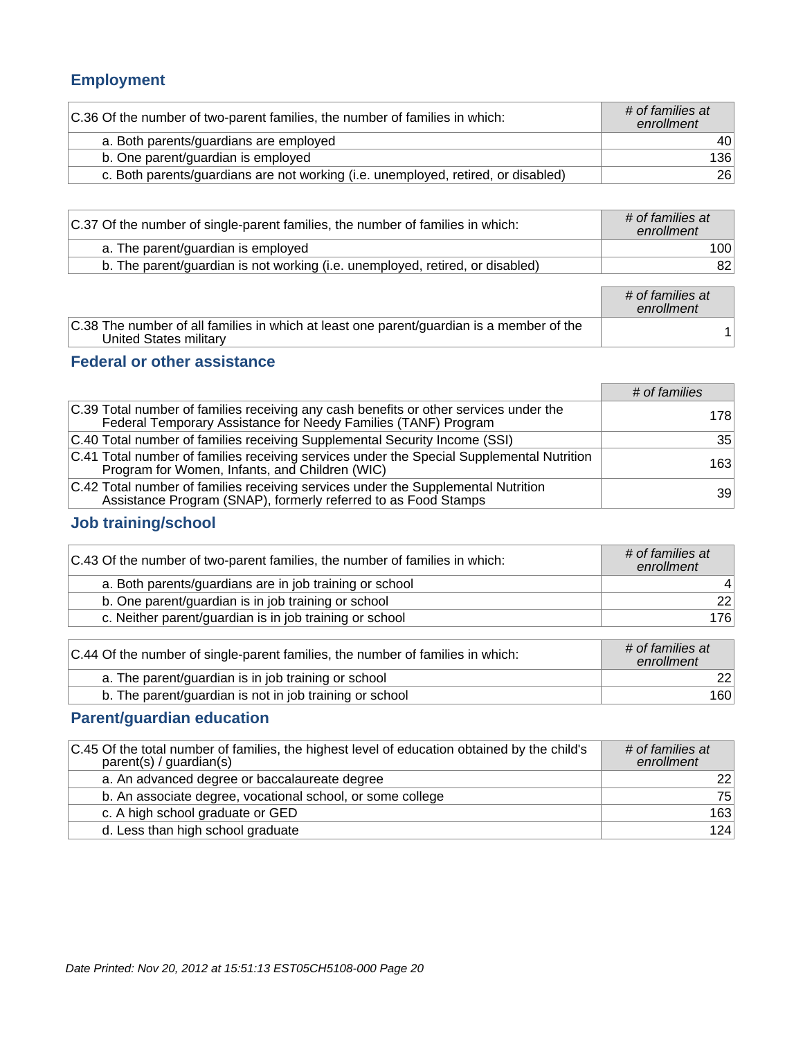## Employment

| C.36 Of the number of two-parent families, the number of families in which: | # of families at enrollment |
|---|---|
| a. Both parents/guardians are employed | 40 |
| b. One parent/guardian is employed | 136 |
| c. Both parents/guardians are not working (i.e. unemployed, retired, or disabled) | 26 |

| C.37 Of the number of single-parent families, the number of families in which: | # of families at enrollment |
|---|---|
| a. The parent/guardian is employed | 100 |
| b. The parent/guardian is not working (i.e. unemployed, retired, or disabled) | 82 |

| | # of families at enrollment |
|---|---|
| C.38 The number of all families in which at least one parent/guardian is a member of the United States military | 1 |

## Federal or other assistance

| | # of families |
|---|---|
| C.39 Total number of families receiving any cash benefits or other services under the Federal Temporary Assistance for Needy Families (TANF) Program | 178 |
| C.40 Total number of families receiving Supplemental Security Income (SSI) | 35 |
| C.41 Total number of families receiving services under the Special Supplemental Nutrition Program for Women, Infants, and Children (WIC) | 163 |
| C.42 Total number of families receiving services under the Supplemental Nutrition Assistance Program (SNAP), formerly referred to as Food Stamps | 39 |

## Job training/school

| C.43 Of the number of two-parent families, the number of families in which: | # of families at enrollment |
|---|---|
| a. Both parents/guardians are in job training or school | 4 |
| b. One parent/guardian is in job training or school | 22 |
| c. Neither parent/guardian is in job training or school | 176 |

| C.44 Of the number of single-parent families, the number of families in which: | # of families at enrollment |
|---|---|
| a. The parent/guardian is in job training or school | 22 |
| b. The parent/guardian is not in job training or school | 160 |

## Parent/guardian education

| C.45 Of the total number of families, the highest level of education obtained by the child's parent(s) / guardian(s) | # of families at enrollment |
|---|---|
| a. An advanced degree or baccalaureate degree | 22 |
| b. An associate degree, vocational school, or some college | 75 |
| c. A high school graduate or GED | 163 |
| d. Less than high school graduate | 124 |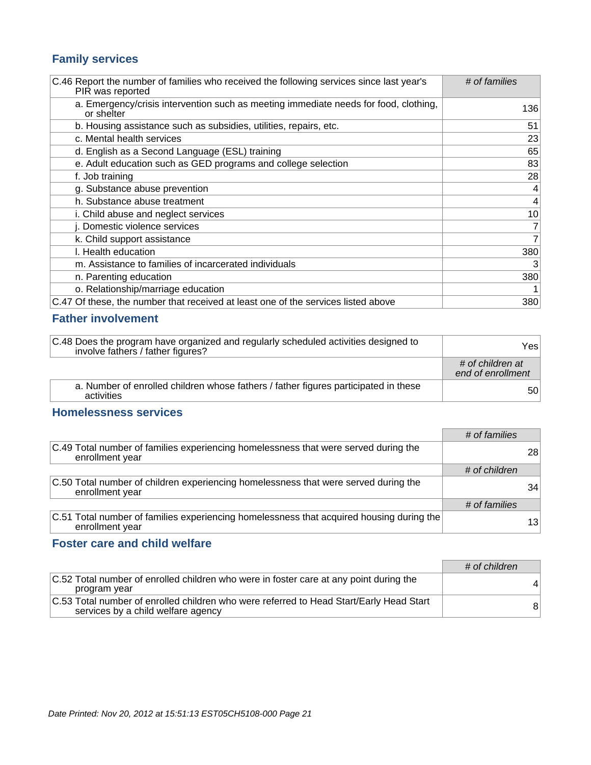## Family services

| C.46 Report the number of families who received the following services since last year's PIR was reported | *# of families* |
|---|---|
| a. Emergency/crisis intervention such as meeting immediate needs for food, clothing, or shelter | 136 |
| b. Housing assistance such as subsidies, utilities, repairs, etc. | 51 |
| c. Mental health services | 23 |
| d. English as a Second Language (ESL) training | 65 |
| e. Adult education such as GED programs and college selection | 83 |
| f. Job training | 28 |
| g. Substance abuse prevention | 4 |
| h. Substance abuse treatment | 4 |
| i. Child abuse and neglect services | 10 |
| j. Domestic violence services | 7 |
| k. Child support assistance | 7 |
| l. Health education | 380 |
| m. Assistance to families of incarcerated individuals | 3 |
| n. Parenting education | 380 |
| o. Relationship/marriage education | 1 |
| C.47 Of these, the number that received at least one of the services listed above | 380 |

## Father involvement

| | |
|---|---|
| C.48 Does the program have organized and regularly scheduled activities designed to involve fathers / father figures? | Yes |
| | *# of children at end of enrollment* |
| a. Number of enrolled children whose fathers / father figures participated in these activities | 50 |

## Homelessness services

| | |
|---|---|
| | *# of families* |
| C.49 Total number of families experiencing homelessness that were served during the enrollment year | 28 |
| | *# of children* |
| C.50 Total number of children experiencing homelessness that were served during the enrollment year | 34 |
| | *# of families* |
| C.51 Total number of families experiencing homelessness that acquired housing during the enrollment year | 13 |

## Foster care and child welfare

| | *# of children* |
|---|---|
| C.52 Total number of enrolled children who were in foster care at any point during the program year | 4 |
| C.53 Total number of enrolled children who were referred to Head Start/Early Head Start services by a child welfare agency | 8 |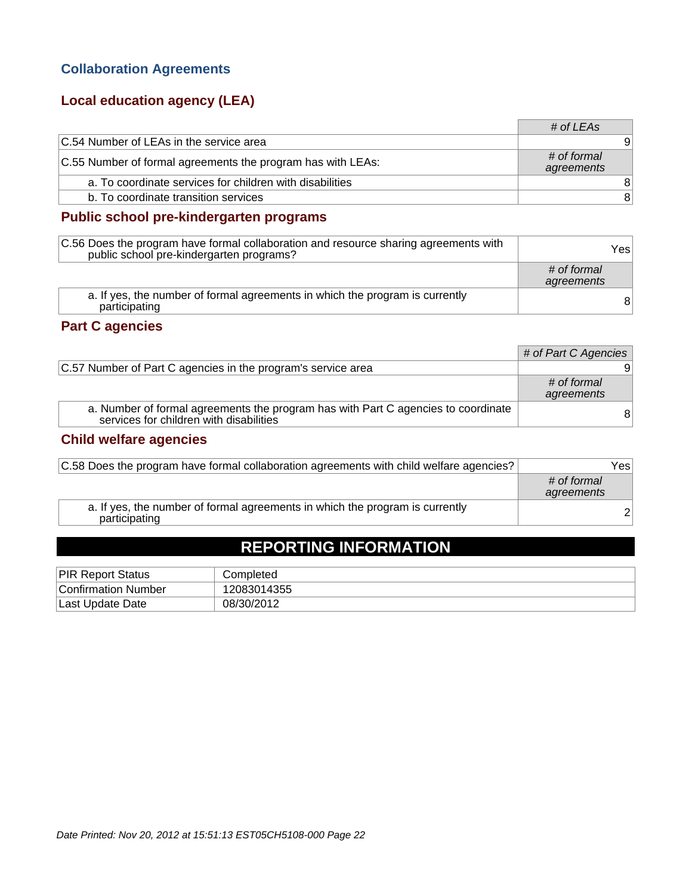## Collaboration Agreements

### Local education agency (LEA)

| | # of LEAs |
|---|---|
| C.54 Number of LEAs in the service area | 9 |
| C.55 Number of formal agreements the program has with LEAs: | # of formal agreements |
| a. To coordinate services for children with disabilities | 8 |
| b. To coordinate transition services | 8 |

### Public school pre-kindergarten programs

| | |
|---|---|
| C.56 Does the program have formal collaboration and resource sharing agreements with public school pre-kindergarten programs? | Yes |
| | # of formal agreements |
| a. If yes, the number of formal agreements in which the program is currently participating | 8 |

### Part C agencies

| | # of Part C Agencies |
|---|---|
| C.57 Number of Part C agencies in the program's service area | 9 |
| | # of formal agreements |
| a. Number of formal agreements the program has with Part C agencies to coordinate services for children with disabilities | 8 |

### Child welfare agencies

| | |
|---|---|
| C.58 Does the program have formal collaboration agreements with child welfare agencies? | Yes |
| | # of formal agreements |
| a. If yes, the number of formal agreements in which the program is currently participating | 2 |

## REPORTING INFORMATION

| | |
|---|---|
| PIR Report Status | Completed |
| Confirmation Number | 12083014355 |
| Last Update Date | 08/30/2012 |

*Date Printed: Nov 20, 2012 at 15:51:13 EST05CH5108-000*